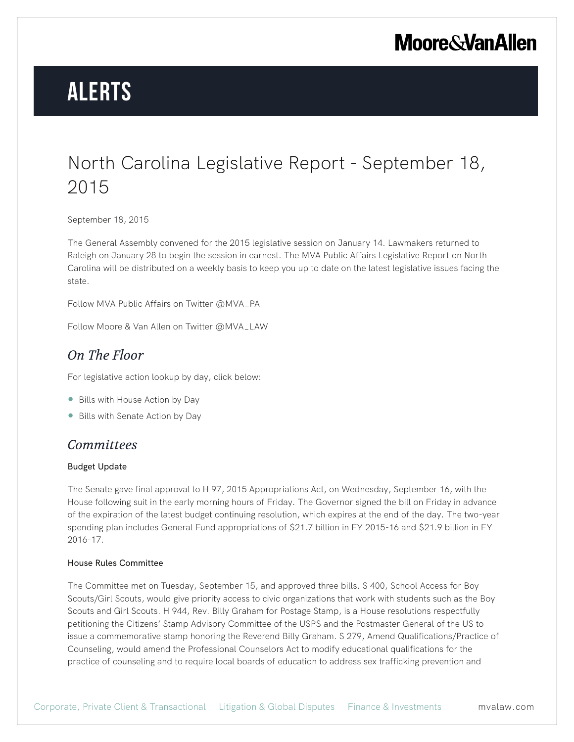# ALERTS

## North Carolina Legislative Report - September 18, 2015

September 18, 2015

The General Assembly convened for the 2015 legislative session on January 14. Lawmakers returned to Raleigh on January 28 to begin the session in earnest. The MVA Public Affairs Legislative Report on North Carolina will be distributed on a weekly basis to keep you up to date on the latest legislative issues facing the state.

Follow MVA Public Affairs on Twitter @MVA_PA

Follow Moore & Van Allen on Twitter @MVA_LAW

### *On The Floor*

For legislative action lookup by day, click below:

- Bills with House Action by Day
- Bills with Senate Action by Day

### *Committees*

#### Budget Update

The Senate gave final approval to H 97, 2015 Appropriations Act, on Wednesday, September 16, with the House following suit in the early morning hours of Friday. The Governor signed the bill on Friday in advance of the expiration of the latest budget continuing resolution, which expires at the end of the day. The two-year spending plan includes General Fund appropriations of $21.7 billion in FY 2015-16 and $21.9 billion in FY 2016-17.

#### House Rules Committee

The Committee met on Tuesday, September 15, and approved three bills. S 400, School Access for Boy Scouts/Girl Scouts, would give priority access to civic organizations that work with students such as the Boy Scouts and Girl Scouts. H 944, Rev. Billy Graham for Postage Stamp, is a House resolutions respectfully petitioning the Citizens' Stamp Advisory Committee of the USPS and the Postmaster General of the US to issue a commemorative stamp honoring the Reverend Billy Graham. S 279, Amend Qualifications/Practice of Counseling, would amend the Professional Counselors Act to modify educational qualifications for the practice of counseling and to require local boards of education to address sex trafficking prevention and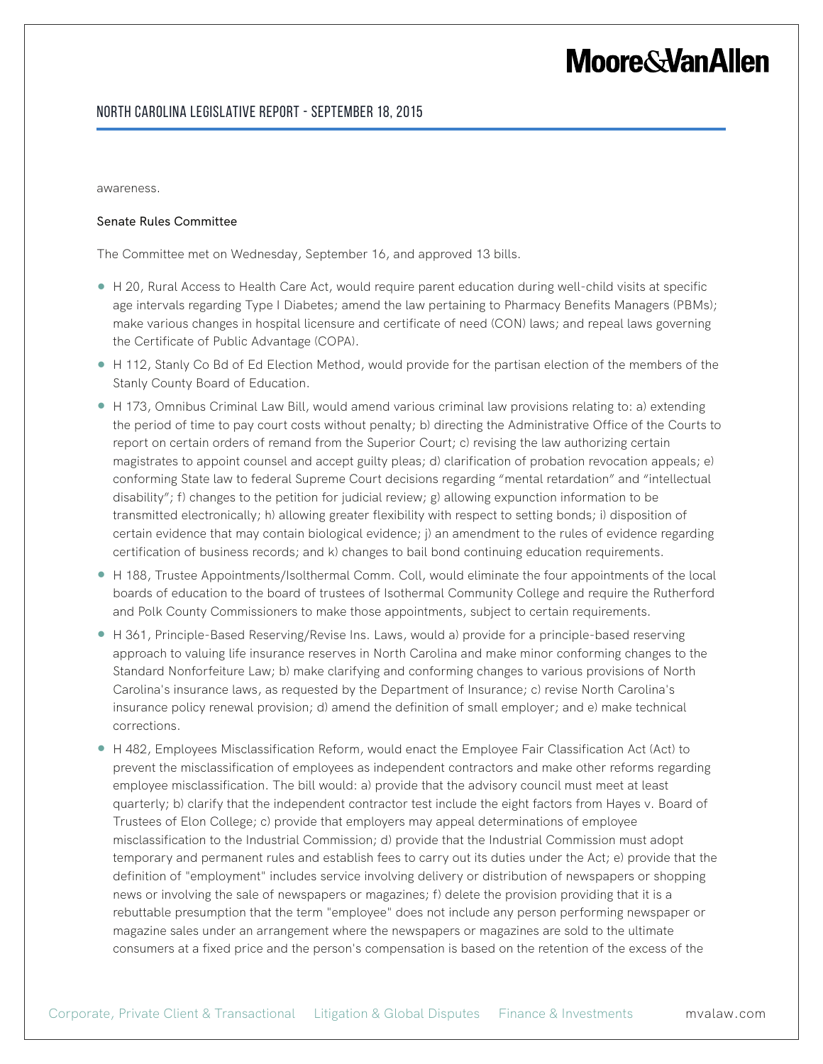awareness.

**Senate Rules Committee**

The Committee met on Wednesday, September 16, and approved 13 bills.

- H 20, Rural Access to Health Care Act, would require parent education during well-child visits at specific age intervals regarding Type I Diabetes; amend the law pertaining to Pharmacy Benefits Managers (PBMs); make various changes in hospital licensure and certificate of need (CON) laws; and repeal laws governing the Certificate of Public Advantage (COPA).
- H 112, Stanly Co Bd of Ed Election Method, would provide for the partisan election of the members of the Stanly County Board of Education.
- H 173, Omnibus Criminal Law Bill, would amend various criminal law provisions relating to: a) extending the period of time to pay court costs without penalty; b) directing the Administrative Office of the Courts to report on certain orders of remand from the Superior Court; c) revising the law authorizing certain magistrates to appoint counsel and accept guilty pleas; d) clarification of probation revocation appeals; e) conforming State law to federal Supreme Court decisions regarding "mental retardation" and "intellectual disability"; f) changes to the petition for judicial review; g) allowing expunction information to be transmitted electronically; h) allowing greater flexibility with respect to setting bonds; i) disposition of certain evidence that may contain biological evidence; j) an amendment to the rules of evidence regarding certification of business records; and k) changes to bail bond continuing education requirements.
- H 188, Trustee Appointments/Isolthermal Comm. Coll, would eliminate the four appointments of the local boards of education to the board of trustees of Isothermal Community College and require the Rutherford and Polk County Commissioners to make those appointments, subject to certain requirements.
- H 361, Principle-Based Reserving/Revise Ins. Laws, would a) provide for a principle-based reserving approach to valuing life insurance reserves in North Carolina and make minor conforming changes to the Standard Nonforfeiture Law; b) make clarifying and conforming changes to various provisions of North Carolina's insurance laws, as requested by the Department of Insurance; c) revise North Carolina's insurance policy renewal provision; d) amend the definition of small employer; and e) make technical corrections.
- H 482, Employees Misclassification Reform, would enact the Employee Fair Classification Act (Act) to prevent the misclassification of employees as independent contractors and make other reforms regarding employee misclassification. The bill would: a) provide that the advisory council must meet at least quarterly; b) clarify that the independent contractor test include the eight factors from Hayes v. Board of Trustees of Elon College; c) provide that employers may appeal determinations of employee misclassification to the Industrial Commission; d) provide that the Industrial Commission must adopt temporary and permanent rules and establish fees to carry out its duties under the Act; e) provide that the definition of "employment" includes service involving delivery or distribution of newspapers or shopping news or involving the sale of newspapers or magazines; f) delete the provision providing that it is a rebuttable presumption that the term "employee" does not include any person performing newspaper or magazine sales under an arrangement where the newspapers or magazines are sold to the ultimate consumers at a fixed price and the person's compensation is based on the retention of the excess of the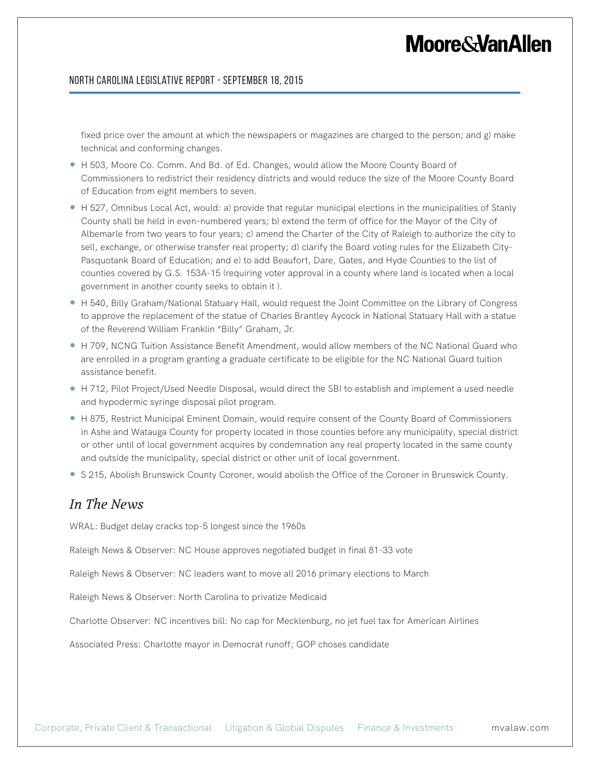fixed price over the amount at which the newspapers or magazines are charged to the person; and g) make technical and conforming changes.

- H 503, Moore Co. Comm. And Bd. of Ed. Changes, would allow the Moore County Board of Commissioners to redistrict their residency districts and would reduce the size of the Moore County Board of Education from eight members to seven.
- H 527, Omnibus Local Act, would: a) provide that regular municipal elections in the municipalities of Stanly County shall be held in even-numbered years; b) extend the term of office for the Mayor of the City of Albemarle from two years to four years; c) amend the Charter of the City of Raleigh to authorize the city to sell, exchange, or otherwise transfer real property; d) clarify the Board voting rules for the Elizabeth City-Pasquotank Board of Education; and e) to add Beaufort, Dare, Gates, and Hyde Counties to the list of counties covered by G.S. 153A-15 (requiring voter approval in a county where land is located when a local government in another county seeks to obtain it ).
- H 540, Billy Graham/National Statuary Hall, would request the Joint Committee on the Library of Congress to approve the replacement of the statue of Charles Brantley Aycock in National Statuary Hall with a statue of the Reverend William Franklin "Billy" Graham, Jr.
- H 709, NCNG Tuition Assistance Benefit Amendment, would allow members of the NC National Guard who are enrolled in a program granting a graduate certificate to be eligible for the NC National Guard tuition assistance benefit.
- H 712, Pilot Project/Used Needle Disposal, would direct the SBI to establish and implement a used needle and hypodermic syringe disposal pilot program.
- H 875, Restrict Municipal Eminent Domain, would require consent of the County Board of Commissioners in Ashe and Watauga County for property located in those counties before any municipality, special district or other until of local government acquires by condemnation any real property located in the same county and outside the municipality, special district or other unit of local government.
- S 215, Abolish Brunswick County Coroner, would abolish the Office of the Coroner in Brunswick County.

## *In The News*

WRAL: Budget delay cracks top-5 longest since the 1960s

Raleigh News & Observer: NC House approves negotiated budget in final 81-33 vote

Raleigh News & Observer: NC leaders want to move all 2016 primary elections to March

Raleigh News & Observer: North Carolina to privatize Medicaid

Charlotte Observer: NC incentives bill: No cap for Mecklenburg, no jet fuel tax for American Airlines

Associated Press: Charlotte mayor in Democrat runoff; GOP choses candidate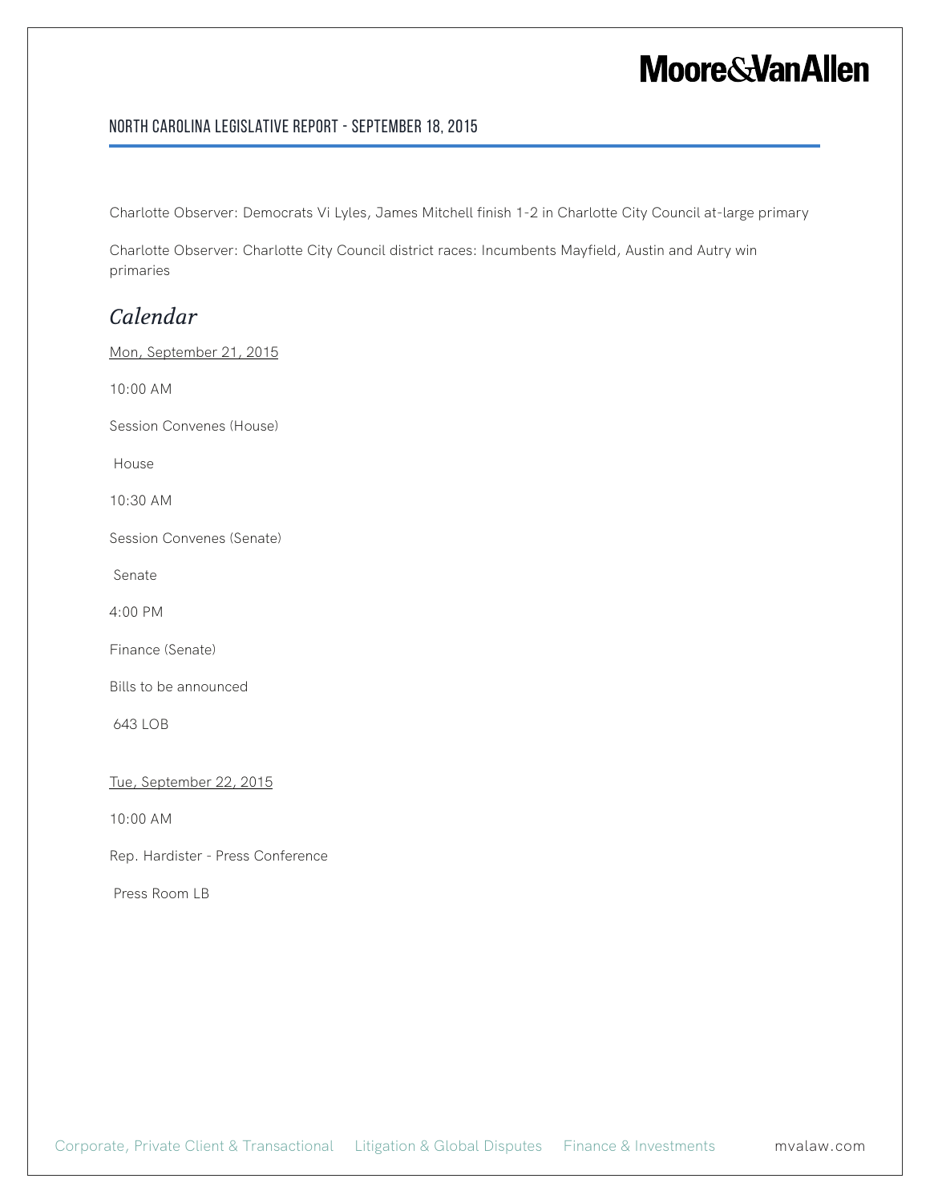Charlotte Observer: Democrats Vi Lyles, James Mitchell finish 1-2 in Charlotte City Council at-large primary

Charlotte Observer: Charlotte City Council district races: Incumbents Mayfield, Austin and Autry win primaries

## *Calendar*

Mon, September 21, 2015

10:00 AM

Session Convenes (House)

House

10:30 AM

Session Convenes (Senate)

Senate

4:00 PM

Finance (Senate)

Bills to be announced

643 LOB

Tue, September 22, 2015

10:00 AM

Rep. Hardister - Press Conference

Press Room LB